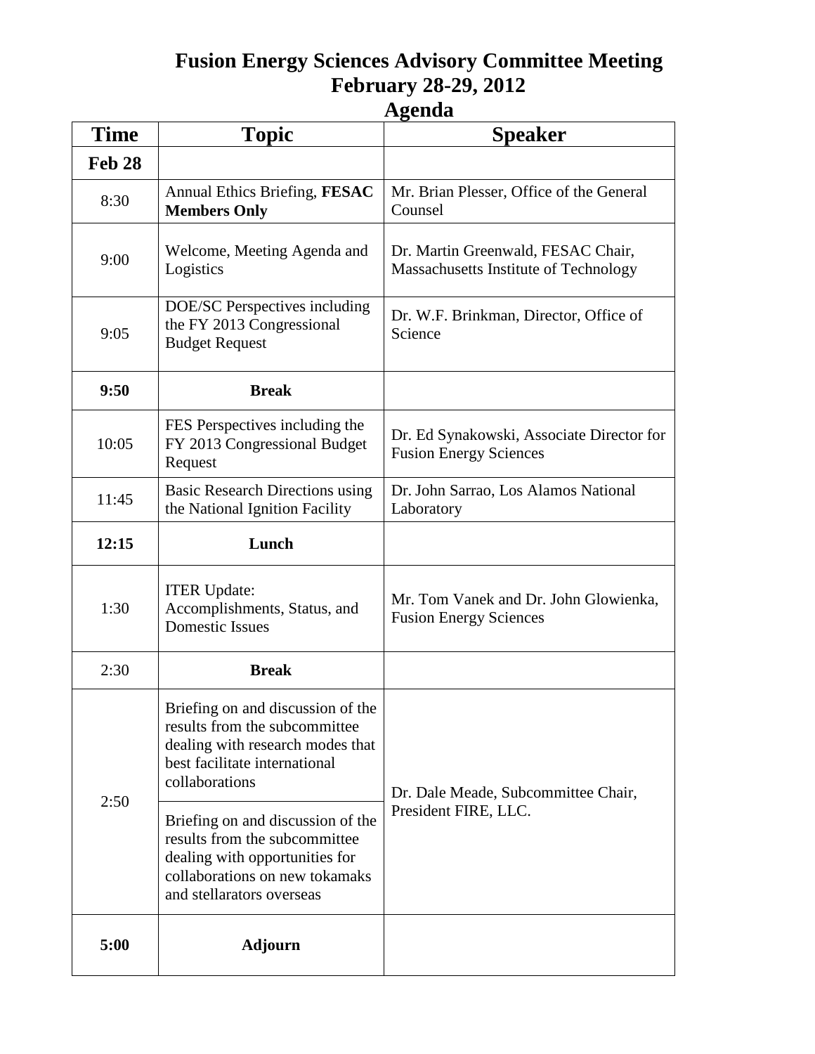# Fusion Energy Sciences Advisory Committee Meeting
# February 28-29, 2012
# Agenda

| Time | Topic | Speaker |
|---|---|---|
| **Feb 28** | | |
| 8:30 | Annual Ethics Briefing, **FESAC Members Only** | Mr. Brian Plesser, Office of the General Counsel |
| 9:00 | Welcome, Meeting Agenda and Logistics | Dr. Martin Greenwald, FESAC Chair, Massachusetts Institute of Technology |
| 9:05 | DOE/SC Perspectives including the FY 2013 Congressional Budget Request | Dr. W.F. Brinkman, Director, Office of Science |
| **9:50** | **Break** | |
| 10:05 | FES Perspectives including the FY 2013 Congressional Budget Request | Dr. Ed Synakowski, Associate Director for Fusion Energy Sciences |
| 11:45 | Basic Research Directions using the National Ignition Facility | Dr. John Sarrao, Los Alamos National Laboratory |
| **12:15** | **Lunch** | |
| 1:30 | ITER Update: Accomplishments, Status, and Domestic Issues | Mr. Tom Vanek and Dr. John Glowienka, Fusion Energy Sciences |
| 2:30 | **Break** | |
| 2:50 | Briefing on and discussion of the results from the subcommittee dealing with research modes that best facilitate international collaborations | Dr. Dale Meade, Subcommittee Chair, President FIRE, LLC. |
| | Briefing on and discussion of the results from the subcommittee dealing with opportunities for collaborations on new tokamaks and stellarators overseas | |
| **5:00** | **Adjourn** | |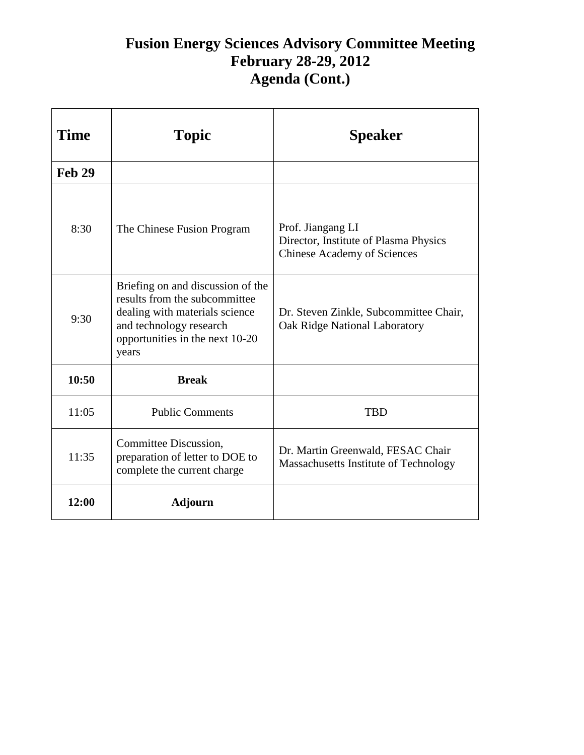# Fusion Energy Sciences Advisory Committee Meeting
# February 28-29, 2012
# Agenda (Cont.)

| Time | Topic | Speaker |
|---|---|---|
| **Feb 29** | | |
| 8:30 | The Chinese Fusion Program | Prof. Jiangang LI<br>Director, Institute of Plasma Physics<br>Chinese Academy of Sciences |
| 9:30 | Briefing on and discussion of the results from the subcommittee dealing with materials science and technology research opportunities in the next 10-20 years | Dr. Steven Zinkle, Subcommittee Chair, Oak Ridge National Laboratory |
| **10:50** | **Break** | |
| 11:05 | Public Comments | TBD |
| 11:35 | Committee Discussion, preparation of letter to DOE to complete the current charge | Dr. Martin Greenwald, FESAC Chair<br>Massachusetts Institute of Technology |
| **12:00** | **Adjourn** | |